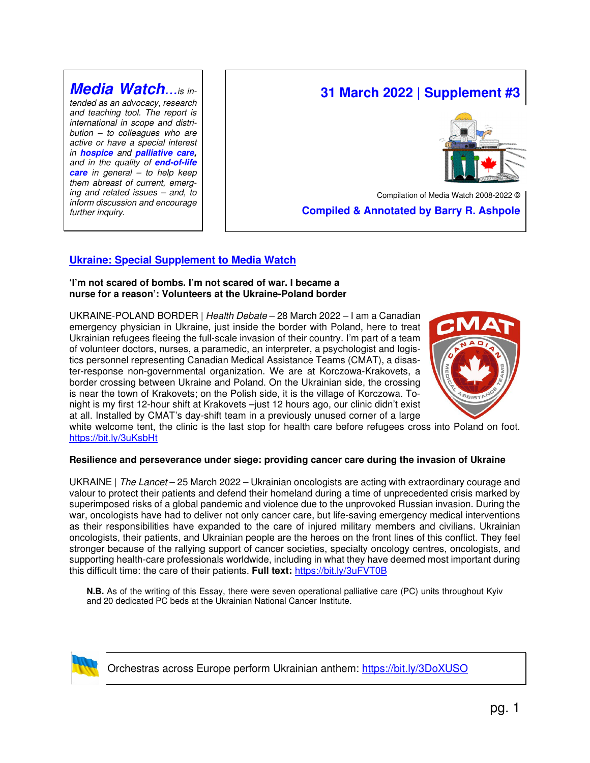**Media Watch**...*is intended as an advocacy, research and teaching tool. The report is international in scope and distribution – to colleagues who are active or have a special interest in* ***hospice*** *and* ***palliative care****, and in the quality of* ***end-of-life care*** *in general – to help keep them abreast of current, emerging and related issues – and, to inform discussion and encourage further inquiry.*

# 31 March 2022 | Supplement #3

Compilation of Media Watch 2008-2022 ©

**Compiled & Annotated by Barry R. Ashpole**

## Ukraine: Special Supplement to Media Watch

**'I'm not scared of bombs. I'm not scared of war. I became a nurse for a reason': Volunteers at the Ukraine-Poland border**

UKRAINE-POLAND BORDER | *Health Debate* – 28 March 2022 – I am a Canadian emergency physician in Ukraine, just inside the border with Poland, here to treat Ukrainian refugees fleeing the full-scale invasion of their country. I'm part of a team of volunteer doctors, nurses, a paramedic, an interpreter, a psychologist and logistics personnel representing Canadian Medical Assistance Teams (CMAT), a disaster-response non-governmental organization. We are at Korczowa-Krakovets, a border crossing between Ukraine and Poland. On the Ukrainian side, the crossing is near the town of Krakovets; on the Polish side, it is the village of Korczowa. Tonight is my first 12-hour shift at Krakovets –just 12 hours ago, our clinic didn't exist at all. Installed by CMAT's day-shift team in a previously unused corner of a large white welcome tent, the clinic is the last stop for health care before refugees cross into Poland on foot. https://bit.ly/3uKsbHt

**Resilience and perseverance under siege: providing cancer care during the invasion of Ukraine**

UKRAINE | *The Lancet* – 25 March 2022 – Ukrainian oncologists are acting with extraordinary courage and valour to protect their patients and defend their homeland during a time of unprecedented crisis marked by superimposed risks of a global pandemic and violence due to the unprovoked Russian invasion. During the war, oncologists have had to deliver not only cancer care, but life-saving emergency medical interventions as their responsibilities have expanded to the care of injured military members and civilians. Ukrainian oncologists, their patients, and Ukrainian people are the heroes on the front lines of this conflict. They feel stronger because of the rallying support of cancer societies, specialty oncology centres, oncologists, and supporting health-care professionals worldwide, including in what they have deemed most important during this difficult time: the care of their patients. **Full text:** https://bit.ly/3uFVT0B

> **N.B.** As of the writing of this Essay, there were seven operational palliative care (PC) units throughout Kyiv and 20 dedicated PC beds at the Ukrainian National Cancer Institute.

Orchestras across Europe perform Ukrainian anthem: https://bit.ly/3DoXUSO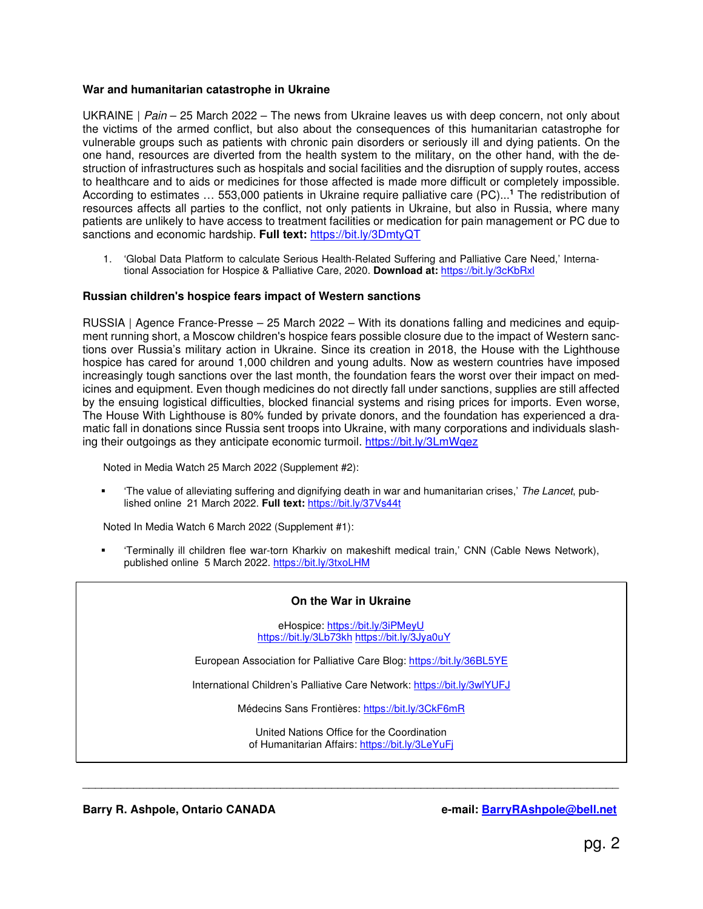**War and humanitarian catastrophe in Ukraine**

UKRAINE | *Pain* – 25 March 2022 – The news from Ukraine leaves us with deep concern, not only about the victims of the armed conflict, but also about the consequences of this humanitarian catastrophe for vulnerable groups such as patients with chronic pain disorders or seriously ill and dying patients. On the one hand, resources are diverted from the health system to the military, on the other hand, with the destruction of infrastructures such as hospitals and social facilities and the disruption of supply routes, access to healthcare and to aids or medicines for those affected is made more difficult or completely impossible. According to estimates … 553,000 patients in Ukraine require palliative care (PC)...[1] The redistribution of resources affects all parties to the conflict, not only patients in Ukraine, but also in Russia, where many patients are unlikely to have access to treatment facilities or medication for pain management or PC due to sanctions and economic hardship. **Full text:** https://bit.ly/3DmtyQT

1. 'Global Data Platform to calculate Serious Health-Related Suffering and Palliative Care Need,' International Association for Hospice & Palliative Care, 2020. **Download at:** https://bit.ly/3cKbRxl

**Russian children's hospice fears impact of Western sanctions**

RUSSIA | Agence France-Presse – 25 March 2022 – With its donations falling and medicines and equipment running short, a Moscow children's hospice fears possible closure due to the impact of Western sanctions over Russia's military action in Ukraine. Since its creation in 2018, the House with the Lighthouse hospice has cared for around 1,000 children and young adults. Now as western countries have imposed increasingly tough sanctions over the last month, the foundation fears the worst over their impact on medicines and equipment. Even though medicines do not directly fall under sanctions, supplies are still affected by the ensuing logistical difficulties, blocked financial systems and rising prices for imports. Even worse, The House With Lighthouse is 80% funded by private donors, and the foundation has experienced a dramatic fall in donations since Russia sent troops into Ukraine, with many corporations and individuals slashing their outgoings as they anticipate economic turmoil. https://bit.ly/3LmWqez

Noted in Media Watch 25 March 2022 (Supplement #2):

- 'The value of alleviating suffering and dignifying death in war and humanitarian crises,' *The Lancet*, published online 21 March 2022. **Full text:** https://bit.ly/37Vs44t

Noted In Media Watch 6 March 2022 (Supplement #1):

- 'Terminally ill children flee war-torn Kharkiv on makeshift medical train,' CNN (Cable News Network), published online 5 March 2022. https://bit.ly/3txoLHM

**On the War in Ukraine**

eHospice: https://bit.ly/3iPMeyU
https://bit.ly/3Lb73kh https://bit.ly/3Jya0uY

European Association for Palliative Care Blog: https://bit.ly/36BL5YE

International Children's Palliative Care Network: https://bit.ly/3wlYUFJ

Médecins Sans Frontières: https://bit.ly/3CkF6mR

United Nations Office for the Coordination of Humanitarian Affairs: https://bit.ly/3LeYuFj

**Barry R. Ashpole, Ontario CANADA** **e-mail: BarryRAshpole@bell.net**